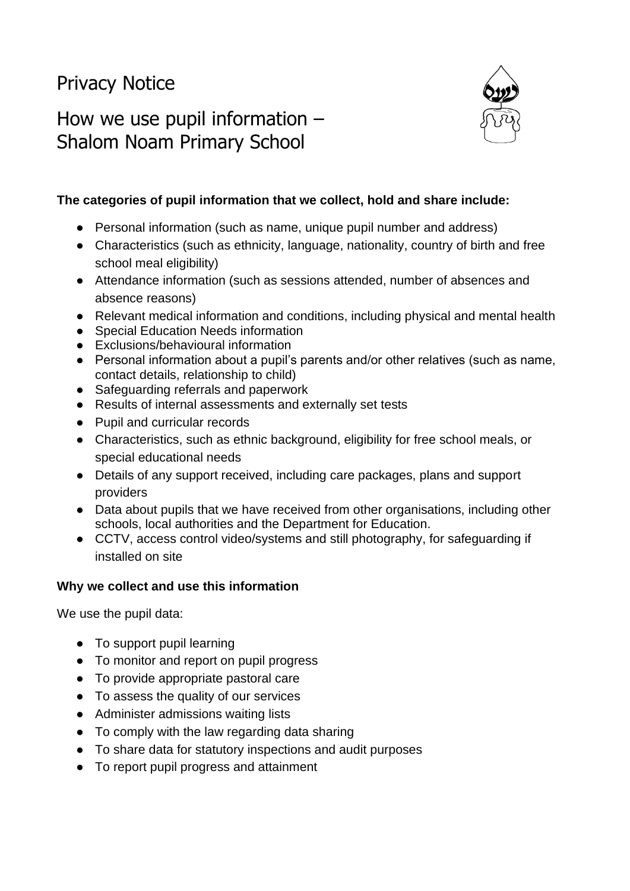# Privacy Notice

# How we use pupil information – Shalom Noam Primary School

**The categories of pupil information that we collect, hold and share include:**

- Personal information (such as name, unique pupil number and address)
- Characteristics (such as ethnicity, language, nationality, country of birth and free school meal eligibility)
- Attendance information (such as sessions attended, number of absences and absence reasons)
- Relevant medical information and conditions, including physical and mental health
- Special Education Needs information
- Exclusions/behavioural information
- Personal information about a pupil's parents and/or other relatives (such as name, contact details, relationship to child)
- Safeguarding referrals and paperwork
- Results of internal assessments and externally set tests
- Pupil and curricular records
- Characteristics, such as ethnic background, eligibility for free school meals, or special educational needs
- Details of any support received, including care packages, plans and support providers
- Data about pupils that we have received from other organisations, including other schools, local authorities and the Department for Education.
- CCTV, access control video/systems and still photography, for safeguarding if installed on site

**Why we collect and use this information**

We use the pupil data:

- To support pupil learning
- To monitor and report on pupil progress
- To provide appropriate pastoral care
- To assess the quality of our services
- Administer admissions waiting lists
- To comply with the law regarding data sharing
- To share data for statutory inspections and audit purposes
- To report pupil progress and attainment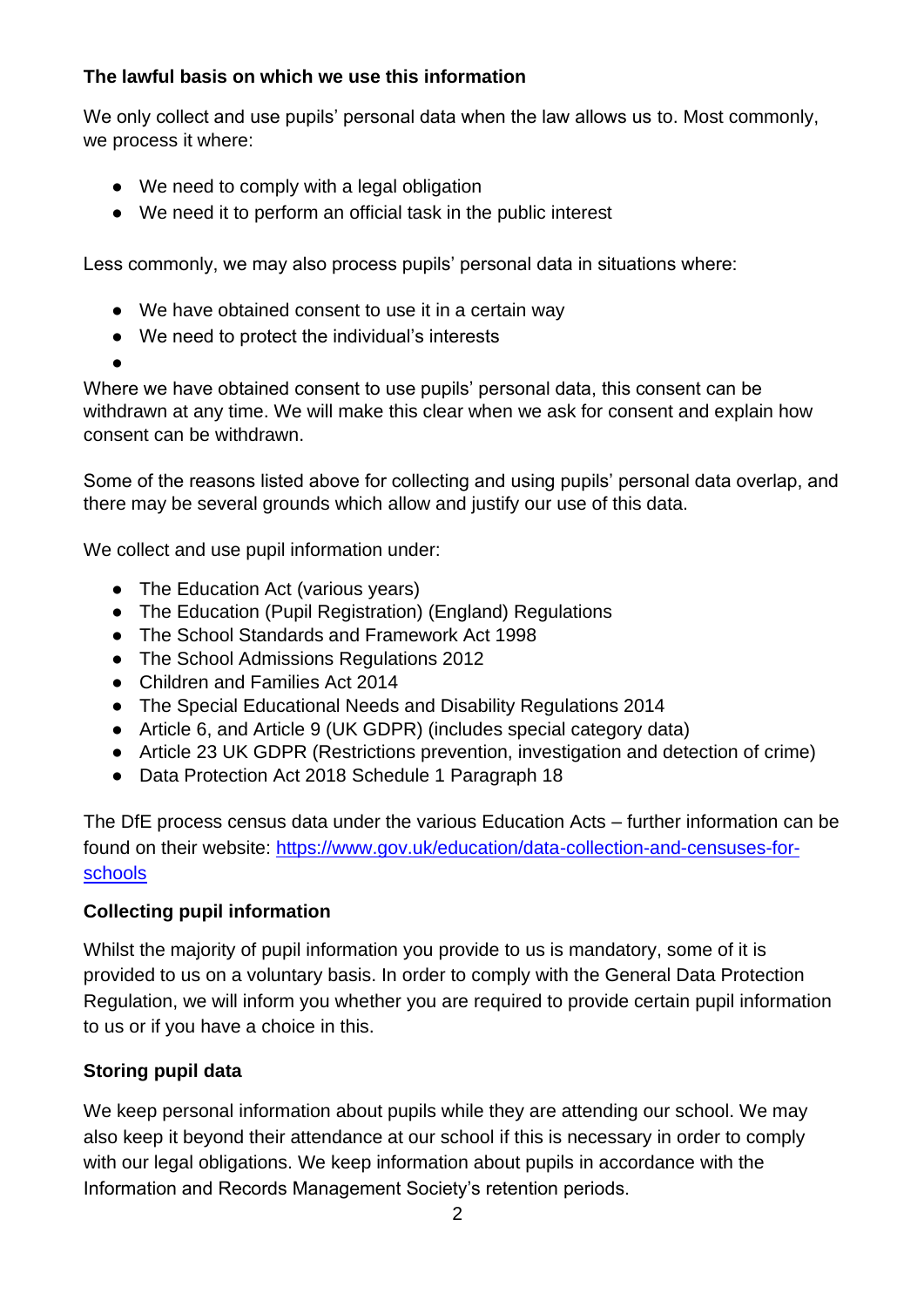**The lawful basis on which we use this information**

We only collect and use pupils' personal data when the law allows us to. Most commonly, we process it where:

- We need to comply with a legal obligation
- We need it to perform an official task in the public interest

Less commonly, we may also process pupils' personal data in situations where:

- We have obtained consent to use it in a certain way
- We need to protect the individual's interests

Where we have obtained consent to use pupils' personal data, this consent can be withdrawn at any time. We will make this clear when we ask for consent and explain how consent can be withdrawn.

Some of the reasons listed above for collecting and using pupils' personal data overlap, and there may be several grounds which allow and justify our use of this data.

We collect and use pupil information under:

- The Education Act (various years)
- The Education (Pupil Registration) (England) Regulations
- The School Standards and Framework Act 1998
- The School Admissions Regulations 2012
- Children and Families Act 2014
- The Special Educational Needs and Disability Regulations 2014
- Article 6, and Article 9 (UK GDPR) (includes special category data)
- Article 23 UK GDPR (Restrictions prevention, investigation and detection of crime)
- Data Protection Act 2018 Schedule 1 Paragraph 18

The DfE process census data under the various Education Acts – further information can be found on their website: [https://www.gov.uk/education/data-collection-and-censuses-for-schools](https://www.gov.uk/education/data-collection-and-censuses-for-schools)

**Collecting pupil information**

Whilst the majority of pupil information you provide to us is mandatory, some of it is provided to us on a voluntary basis. In order to comply with the General Data Protection Regulation, we will inform you whether you are required to provide certain pupil information to us or if you have a choice in this.

**Storing pupil data**

We keep personal information about pupils while they are attending our school. We may also keep it beyond their attendance at our school if this is necessary in order to comply with our legal obligations. We keep information about pupils in accordance with the Information and Records Management Society's retention periods.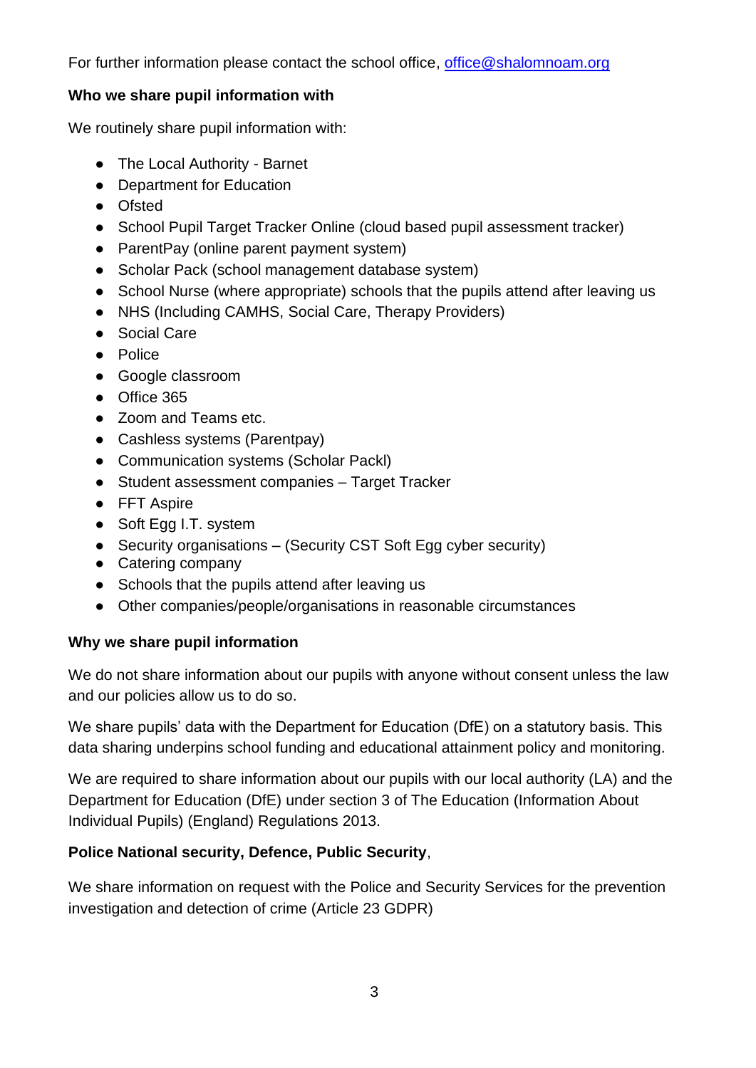For further information please contact the school office, office@shalomnoam.org

**Who we share pupil information with**

We routinely share pupil information with:

- The Local Authority - Barnet
- Department for Education
- Ofsted
- School Pupil Target Tracker Online (cloud based pupil assessment tracker)
- ParentPay (online parent payment system)
- Scholar Pack (school management database system)
- School Nurse (where appropriate) schools that the pupils attend after leaving us
- NHS (Including CAMHS, Social Care, Therapy Providers)
- Social Care
- Police
- Google classroom
- Office 365
- Zoom and Teams etc.
- Cashless systems (Parentpay)
- Communication systems (Scholar Packl)
- Student assessment companies – Target Tracker
- FFT Aspire
- Soft Egg I.T. system
- Security organisations – (Security CST Soft Egg cyber security)
- Catering company
- Schools that the pupils attend after leaving us
- Other companies/people/organisations in reasonable circumstances

**Why we share pupil information**

We do not share information about our pupils with anyone without consent unless the law and our policies allow us to do so.

We share pupils' data with the Department for Education (DfE) on a statutory basis. This data sharing underpins school funding and educational attainment policy and monitoring.

We are required to share information about our pupils with our local authority (LA) and the Department for Education (DfE) under section 3 of The Education (Information About Individual Pupils) (England) Regulations 2013.

**Police National security, Defence, Public Security**,

We share information on request with the Police and Security Services for the prevention investigation and detection of crime (Article 23 GDPR)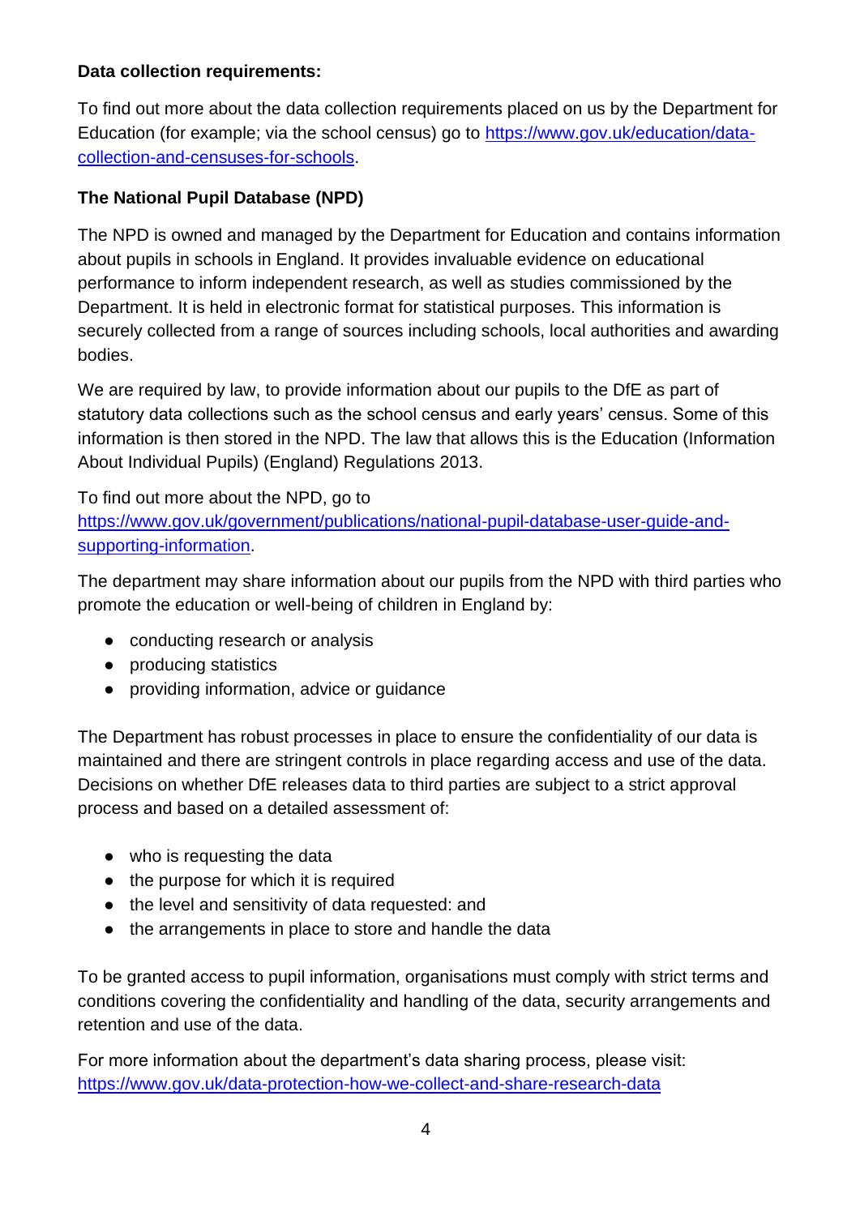**Data collection requirements:**

To find out more about the data collection requirements placed on us by the Department for Education (for example; via the school census) go to [https://www.gov.uk/education/data-collection-and-censuses-for-schools](https://www.gov.uk/education/data-collection-and-censuses-for-schools).

**The National Pupil Database (NPD)**

The NPD is owned and managed by the Department for Education and contains information about pupils in schools in England. It provides invaluable evidence on educational performance to inform independent research, as well as studies commissioned by the Department. It is held in electronic format for statistical purposes. This information is securely collected from a range of sources including schools, local authorities and awarding bodies.

We are required by law, to provide information about our pupils to the DfE as part of statutory data collections such as the school census and early years' census. Some of this information is then stored in the NPD. The law that allows this is the Education (Information About Individual Pupils) (England) Regulations 2013.

To find out more about the NPD, go to [https://www.gov.uk/government/publications/national-pupil-database-user-guide-and-supporting-information](https://www.gov.uk/government/publications/national-pupil-database-user-guide-and-supporting-information).

The department may share information about our pupils from the NPD with third parties who promote the education or well-being of children in England by:

- conducting research or analysis
- producing statistics
- providing information, advice or guidance

The Department has robust processes in place to ensure the confidentiality of our data is maintained and there are stringent controls in place regarding access and use of the data. Decisions on whether DfE releases data to third parties are subject to a strict approval process and based on a detailed assessment of:

- who is requesting the data
- the purpose for which it is required
- the level and sensitivity of data requested: and
- the arrangements in place to store and handle the data

To be granted access to pupil information, organisations must comply with strict terms and conditions covering the confidentiality and handling of the data, security arrangements and retention and use of the data.

For more information about the department's data sharing process, please visit: [https://www.gov.uk/data-protection-how-we-collect-and-share-research-data](https://www.gov.uk/data-protection-how-we-collect-and-share-research-data)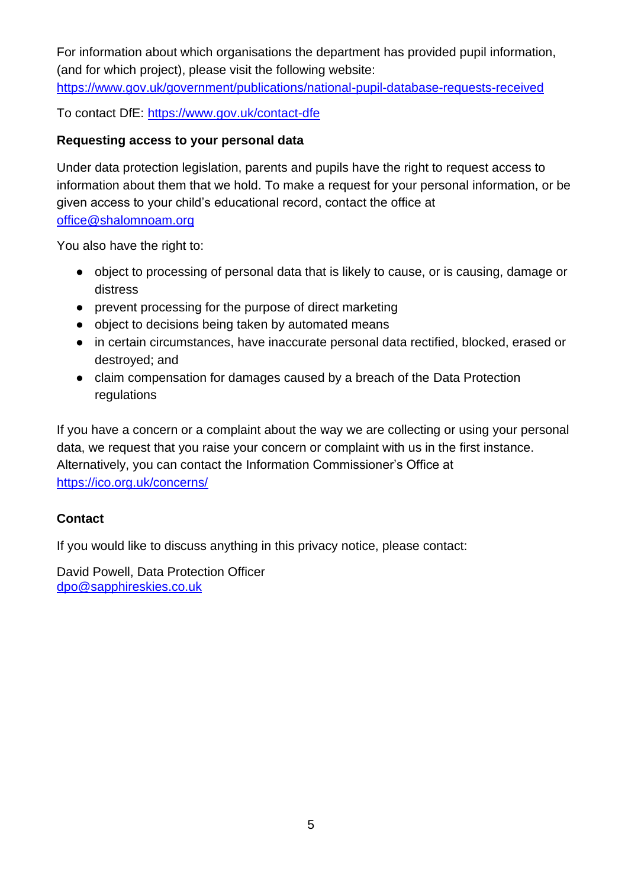For information about which organisations the department has provided pupil information, (and for which project), please visit the following website: https://www.gov.uk/government/publications/national-pupil-database-requests-received

To contact DfE: https://www.gov.uk/contact-dfe

**Requesting access to your personal data**

Under data protection legislation, parents and pupils have the right to request access to information about them that we hold. To make a request for your personal information, or be given access to your child's educational record, contact the office at office@shalomnoam.org

You also have the right to:

- object to processing of personal data that is likely to cause, or is causing, damage or distress
- prevent processing for the purpose of direct marketing
- object to decisions being taken by automated means
- in certain circumstances, have inaccurate personal data rectified, blocked, erased or destroyed; and
- claim compensation for damages caused by a breach of the Data Protection regulations

If you have a concern or a complaint about the way we are collecting or using your personal data, we request that you raise your concern or complaint with us in the first instance. Alternatively, you can contact the Information Commissioner's Office at https://ico.org.uk/concerns/

**Contact**

If you would like to discuss anything in this privacy notice, please contact:

David Powell, Data Protection Officer
dpo@sapphireskies.co.uk